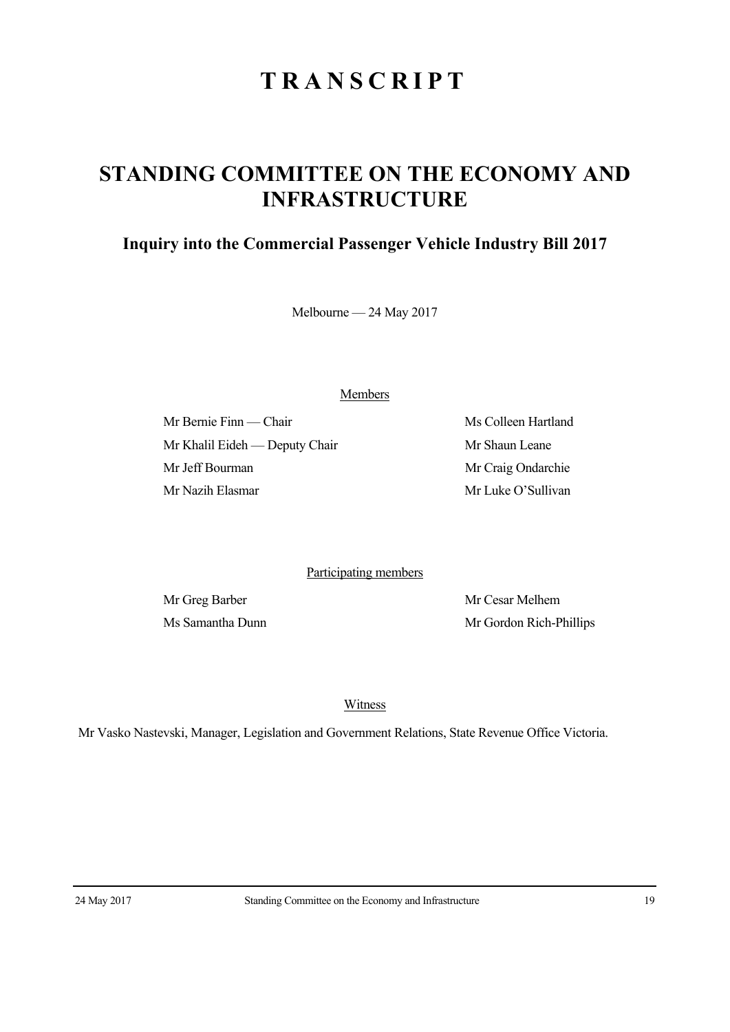# TRANSCRIPT

## STANDING COMMITTEE ON THE ECONOMY AND INFRASTRUCTURE

### Inquiry into the Commercial Passenger Vehicle Industry Bill 2017

Melbourne — 24 May 2017

Members

Mr Bernie Finn — Chair

Mr Khalil Eideh — Deputy Chair

Mr Jeff Bourman

Mr Nazih Elasmar

Ms Colleen Hartland

Mr Shaun Leane

Mr Craig Ondarchie

Mr Luke O'Sullivan

Participating members

Mr Greg Barber

Ms Samantha Dunn

Mr Cesar Melhem

Mr Gordon Rich-Phillips

Witness

Mr Vasko Nastevski, Manager, Legislation and Government Relations, State Revenue Office Victoria.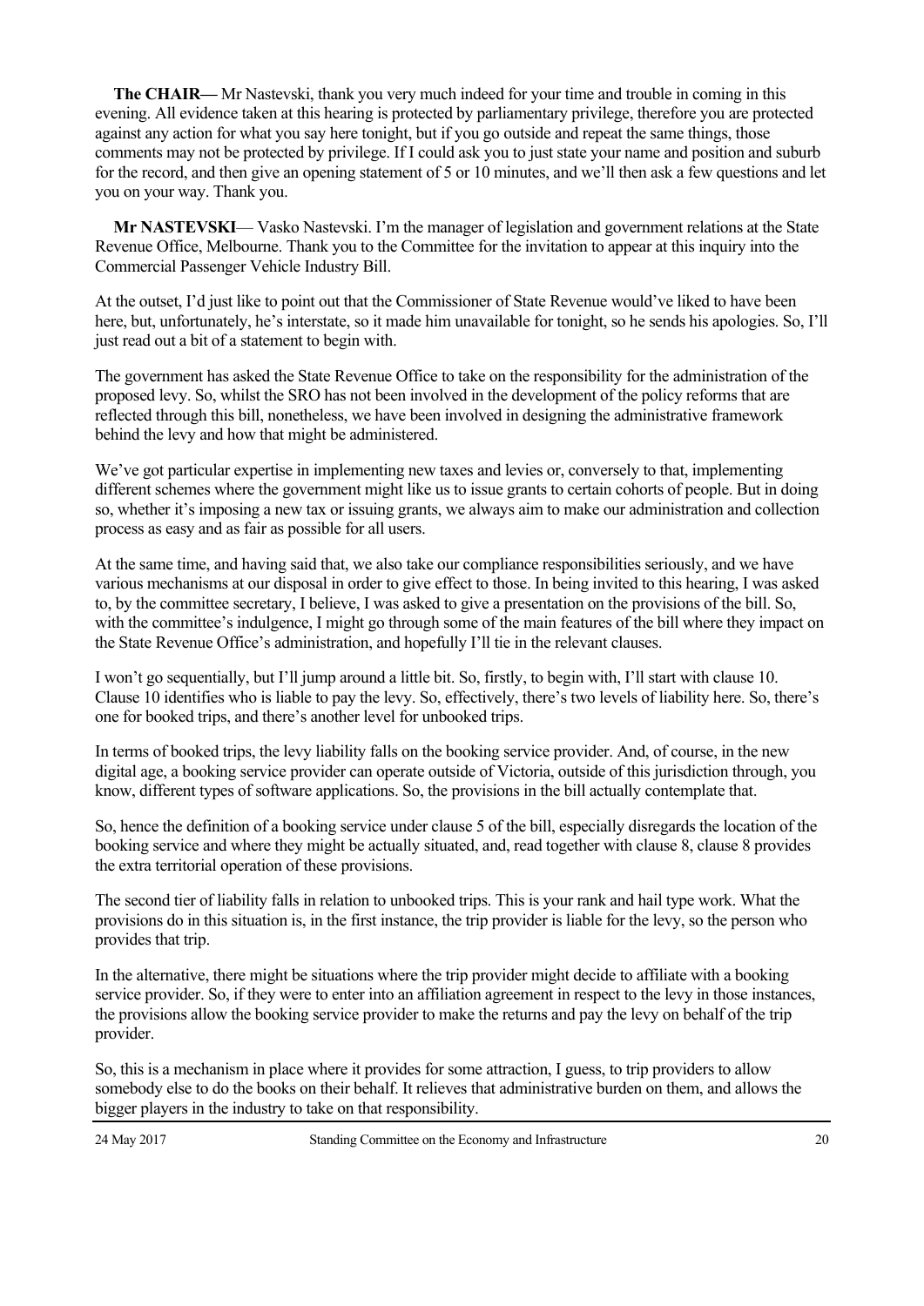**The CHAIR—** Mr Nastevski, thank you very much indeed for your time and trouble in coming in this evening. All evidence taken at this hearing is protected by parliamentary privilege, therefore you are protected against any action for what you say here tonight, but if you go outside and repeat the same things, those comments may not be protected by privilege. If I could ask you to just state your name and position and suburb for the record, and then give an opening statement of 5 or 10 minutes, and we'll then ask a few questions and let you on your way. Thank you.

**Mr NASTEVSKI**— Vasko Nastevski. I'm the manager of legislation and government relations at the State Revenue Office, Melbourne. Thank you to the Committee for the invitation to appear at this inquiry into the Commercial Passenger Vehicle Industry Bill.

At the outset, I'd just like to point out that the Commissioner of State Revenue would've liked to have been here, but, unfortunately, he's interstate, so it made him unavailable for tonight, so he sends his apologies. So, I'll just read out a bit of a statement to begin with.

The government has asked the State Revenue Office to take on the responsibility for the administration of the proposed levy. So, whilst the SRO has not been involved in the development of the policy reforms that are reflected through this bill, nonetheless, we have been involved in designing the administrative framework behind the levy and how that might be administered.

We've got particular expertise in implementing new taxes and levies or, conversely to that, implementing different schemes where the government might like us to issue grants to certain cohorts of people. But in doing so, whether it's imposing a new tax or issuing grants, we always aim to make our administration and collection process as easy and as fair as possible for all users.

At the same time, and having said that, we also take our compliance responsibilities seriously, and we have various mechanisms at our disposal in order to give effect to those. In being invited to this hearing, I was asked to, by the committee secretary, I believe, I was asked to give a presentation on the provisions of the bill. So, with the committee's indulgence, I might go through some of the main features of the bill where they impact on the State Revenue Office's administration, and hopefully I'll tie in the relevant clauses.

I won't go sequentially, but I'll jump around a little bit. So, firstly, to begin with, I'll start with clause 10. Clause 10 identifies who is liable to pay the levy. So, effectively, there's two levels of liability here. So, there's one for booked trips, and there's another level for unbooked trips.

In terms of booked trips, the levy liability falls on the booking service provider. And, of course, in the new digital age, a booking service provider can operate outside of Victoria, outside of this jurisdiction through, you know, different types of software applications. So, the provisions in the bill actually contemplate that.

So, hence the definition of a booking service under clause 5 of the bill, especially disregards the location of the booking service and where they might be actually situated, and, read together with clause 8, clause 8 provides the extra territorial operation of these provisions.

The second tier of liability falls in relation to unbooked trips. This is your rank and hail type work. What the provisions do in this situation is, in the first instance, the trip provider is liable for the levy, so the person who provides that trip.

In the alternative, there might be situations where the trip provider might decide to affiliate with a booking service provider. So, if they were to enter into an affiliation agreement in respect to the levy in those instances, the provisions allow the booking service provider to make the returns and pay the levy on behalf of the trip provider.

So, this is a mechanism in place where it provides for some attraction, I guess, to trip providers to allow somebody else to do the books on their behalf. It relieves that administrative burden on them, and allows the bigger players in the industry to take on that responsibility.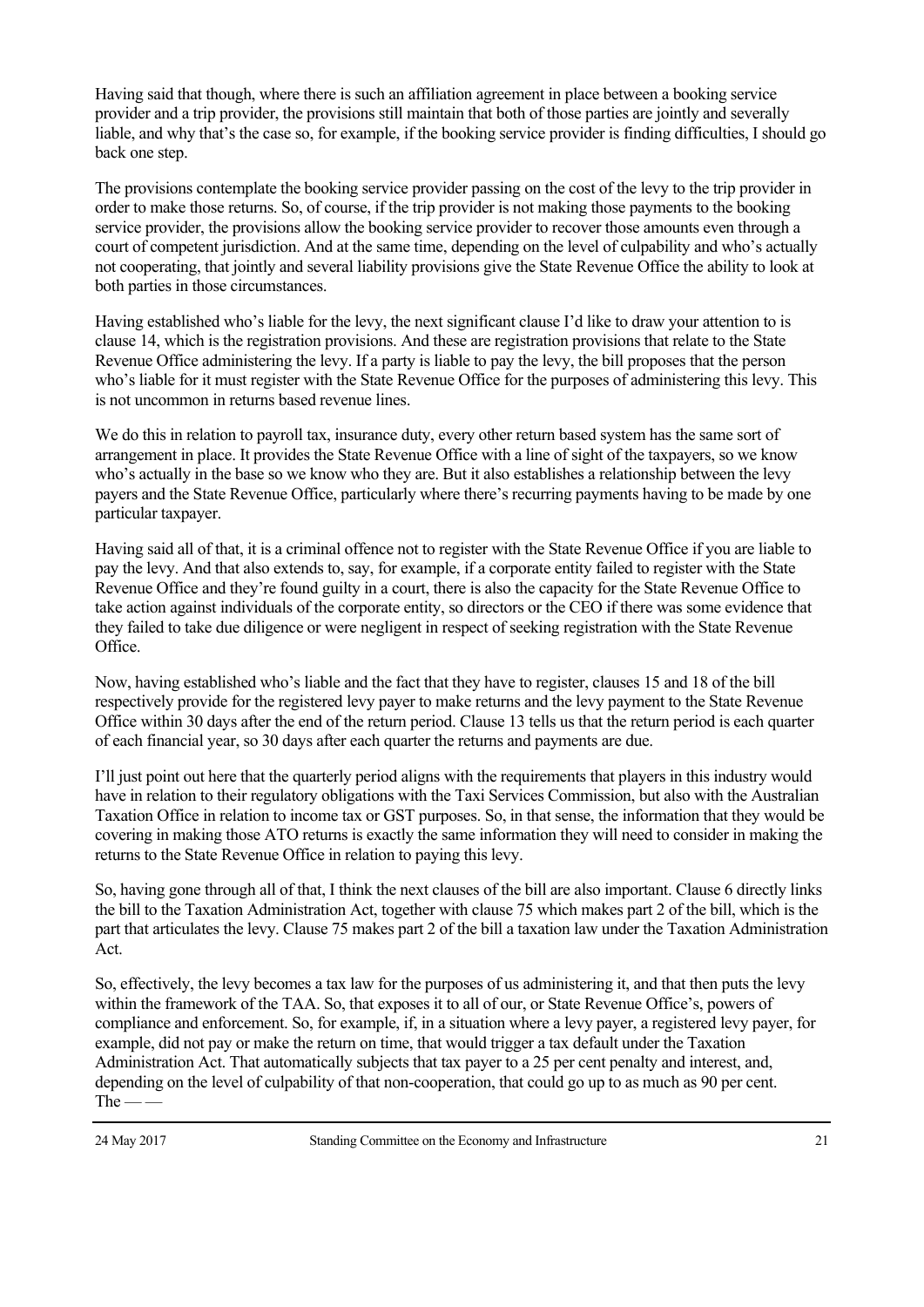Having said that though, where there is such an affiliation agreement in place between a booking service provider and a trip provider, the provisions still maintain that both of those parties are jointly and severally liable, and why that's the case so, for example, if the booking service provider is finding difficulties, I should go back one step.

The provisions contemplate the booking service provider passing on the cost of the levy to the trip provider in order to make those returns. So, of course, if the trip provider is not making those payments to the booking service provider, the provisions allow the booking service provider to recover those amounts even through a court of competent jurisdiction. And at the same time, depending on the level of culpability and who's actually not cooperating, that jointly and several liability provisions give the State Revenue Office the ability to look at both parties in those circumstances.

Having established who's liable for the levy, the next significant clause I'd like to draw your attention to is clause 14, which is the registration provisions. And these are registration provisions that relate to the State Revenue Office administering the levy. If a party is liable to pay the levy, the bill proposes that the person who's liable for it must register with the State Revenue Office for the purposes of administering this levy. This is not uncommon in returns based revenue lines.

We do this in relation to payroll tax, insurance duty, every other return based system has the same sort of arrangement in place. It provides the State Revenue Office with a line of sight of the taxpayers, so we know who's actually in the base so we know who they are. But it also establishes a relationship between the levy payers and the State Revenue Office, particularly where there's recurring payments having to be made by one particular taxpayer.

Having said all of that, it is a criminal offence not to register with the State Revenue Office if you are liable to pay the levy. And that also extends to, say, for example, if a corporate entity failed to register with the State Revenue Office and they're found guilty in a court, there is also the capacity for the State Revenue Office to take action against individuals of the corporate entity, so directors or the CEO if there was some evidence that they failed to take due diligence or were negligent in respect of seeking registration with the State Revenue Office.

Now, having established who's liable and the fact that they have to register, clauses 15 and 18 of the bill respectively provide for the registered levy payer to make returns and the levy payment to the State Revenue Office within 30 days after the end of the return period. Clause 13 tells us that the return period is each quarter of each financial year, so 30 days after each quarter the returns and payments are due.

I'll just point out here that the quarterly period aligns with the requirements that players in this industry would have in relation to their regulatory obligations with the Taxi Services Commission, but also with the Australian Taxation Office in relation to income tax or GST purposes. So, in that sense, the information that they would be covering in making those ATO returns is exactly the same information they will need to consider in making the returns to the State Revenue Office in relation to paying this levy.

So, having gone through all of that, I think the next clauses of the bill are also important. Clause 6 directly links the bill to the Taxation Administration Act, together with clause 75 which makes part 2 of the bill, which is the part that articulates the levy. Clause 75 makes part 2 of the bill a taxation law under the Taxation Administration Act.

So, effectively, the levy becomes a tax law for the purposes of us administering it, and that then puts the levy within the framework of the TAA. So, that exposes it to all of our, or State Revenue Office's, powers of compliance and enforcement. So, for example, if, in a situation where a levy payer, a registered levy payer, for example, did not pay or make the return on time, that would trigger a tax default under the Taxation Administration Act. That automatically subjects that tax payer to a 25 per cent penalty and interest, and, depending on the level of culpability of that non-cooperation, that could go up to as much as 90 per cent. The — —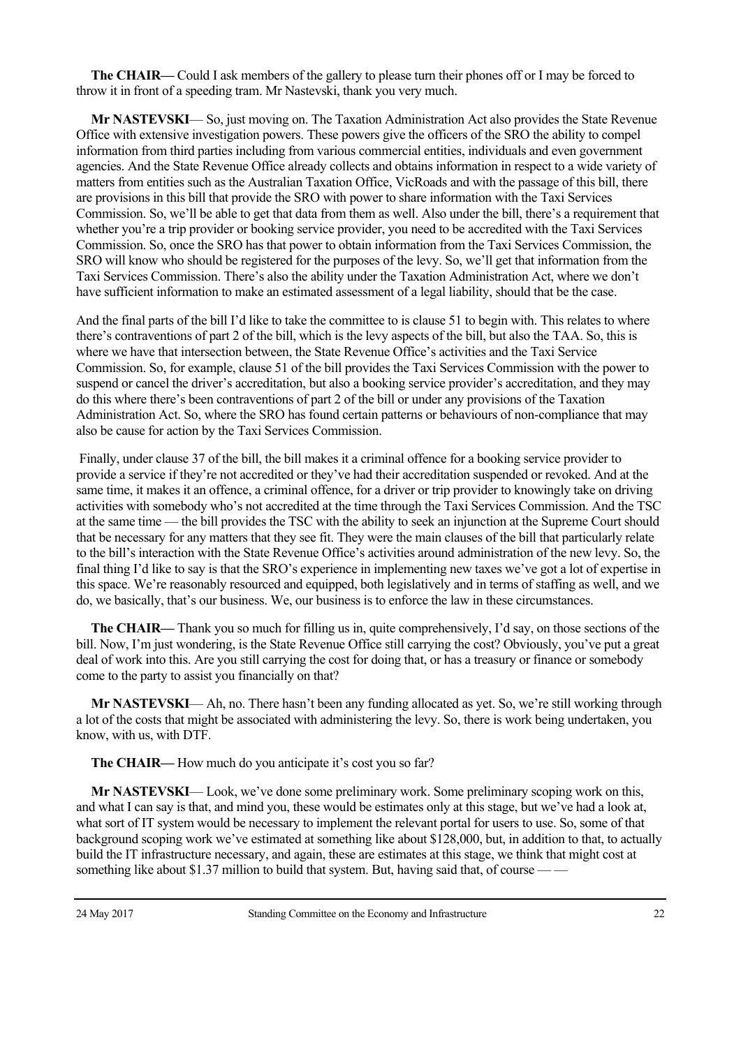**The CHAIR—** Could I ask members of the gallery to please turn their phones off or I may be forced to throw it in front of a speeding tram. Mr Nastevski, thank you very much.

**Mr NASTEVSKI**— So, just moving on. The Taxation Administration Act also provides the State Revenue Office with extensive investigation powers. These powers give the officers of the SRO the ability to compel information from third parties including from various commercial entities, individuals and even government agencies. And the State Revenue Office already collects and obtains information in respect to a wide variety of matters from entities such as the Australian Taxation Office, VicRoads and with the passage of this bill, there are provisions in this bill that provide the SRO with power to share information with the Taxi Services Commission. So, we'll be able to get that data from them as well. Also under the bill, there's a requirement that whether you're a trip provider or booking service provider, you need to be accredited with the Taxi Services Commission. So, once the SRO has that power to obtain information from the Taxi Services Commission, the SRO will know who should be registered for the purposes of the levy. So, we'll get that information from the Taxi Services Commission. There's also the ability under the Taxation Administration Act, where we don't have sufficient information to make an estimated assessment of a legal liability, should that be the case.

And the final parts of the bill I'd like to take the committee to is clause 51 to begin with. This relates to where there's contraventions of part 2 of the bill, which is the levy aspects of the bill, but also the TAA. So, this is where we have that intersection between, the State Revenue Office's activities and the Taxi Service Commission. So, for example, clause 51 of the bill provides the Taxi Services Commission with the power to suspend or cancel the driver's accreditation, but also a booking service provider's accreditation, and they may do this where there's been contraventions of part 2 of the bill or under any provisions of the Taxation Administration Act. So, where the SRO has found certain patterns or behaviours of non-compliance that may also be cause for action by the Taxi Services Commission.

Finally, under clause 37 of the bill, the bill makes it a criminal offence for a booking service provider to provide a service if they're not accredited or they've had their accreditation suspended or revoked. And at the same time, it makes it an offence, a criminal offence, for a driver or trip provider to knowingly take on driving activities with somebody who's not accredited at the time through the Taxi Services Commission. And the TSC at the same time — the bill provides the TSC with the ability to seek an injunction at the Supreme Court should that be necessary for any matters that they see fit. They were the main clauses of the bill that particularly relate to the bill's interaction with the State Revenue Office's activities around administration of the new levy. So, the final thing I'd like to say is that the SRO's experience in implementing new taxes we've got a lot of expertise in this space. We're reasonably resourced and equipped, both legislatively and in terms of staffing as well, and we do, we basically, that's our business. We, our business is to enforce the law in these circumstances.

**The CHAIR—** Thank you so much for filling us in, quite comprehensively, I'd say, on those sections of the bill. Now, I'm just wondering, is the State Revenue Office still carrying the cost? Obviously, you've put a great deal of work into this. Are you still carrying the cost for doing that, or has a treasury or finance or somebody come to the party to assist you financially on that?

**Mr NASTEVSKI**— Ah, no. There hasn't been any funding allocated as yet. So, we're still working through a lot of the costs that might be associated with administering the levy. So, there is work being undertaken, you know, with us, with DTF.

**The CHAIR—** How much do you anticipate it's cost you so far?

**Mr NASTEVSKI**— Look, we've done some preliminary work. Some preliminary scoping work on this, and what I can say is that, and mind you, these would be estimates only at this stage, but we've had a look at, what sort of IT system would be necessary to implement the relevant portal for users to use. So, some of that background scoping work we've estimated at something like about $128,000, but, in addition to that, to actually build the IT infrastructure necessary, and again, these are estimates at this stage, we think that might cost at something like about $1.37 million to build that system. But, having said that, of course — —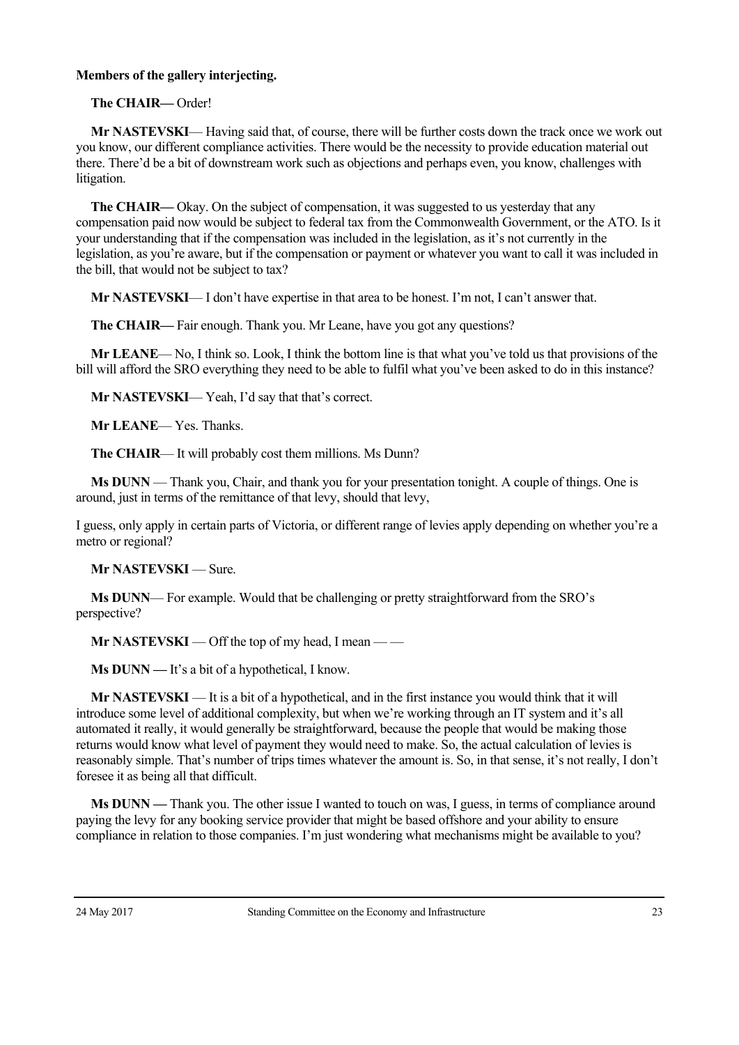**Members of the gallery interjecting.**

**The CHAIR—** Order!

**Mr NASTEVSKI**— Having said that, of course, there will be further costs down the track once we work out you know, our different compliance activities. There would be the necessity to provide education material out there. There'd be a bit of downstream work such as objections and perhaps even, you know, challenges with litigation.

**The CHAIR—** Okay. On the subject of compensation, it was suggested to us yesterday that any compensation paid now would be subject to federal tax from the Commonwealth Government, or the ATO. Is it your understanding that if the compensation was included in the legislation, as it's not currently in the legislation, as you're aware, but if the compensation or payment or whatever you want to call it was included in the bill, that would not be subject to tax?

**Mr NASTEVSKI**— I don't have expertise in that area to be honest. I'm not, I can't answer that.

**The CHAIR—** Fair enough. Thank you. Mr Leane, have you got any questions?

**Mr LEANE**— No, I think so. Look, I think the bottom line is that what you've told us that provisions of the bill will afford the SRO everything they need to be able to fulfil what you've been asked to do in this instance?

**Mr NASTEVSKI**— Yeah, I'd say that that's correct.

**Mr LEANE**— Yes. Thanks.

**The CHAIR**— It will probably cost them millions. Ms Dunn?

**Ms DUNN** — Thank you, Chair, and thank you for your presentation tonight. A couple of things. One is around, just in terms of the remittance of that levy, should that levy,

I guess, only apply in certain parts of Victoria, or different range of levies apply depending on whether you're a metro or regional?

**Mr NASTEVSKI** — Sure.

**Ms DUNN**— For example. Would that be challenging or pretty straightforward from the SRO's perspective?

**Mr NASTEVSKI** — Off the top of my head, I mean — —

**Ms DUNN —** It's a bit of a hypothetical, I know.

**Mr NASTEVSKI** — It is a bit of a hypothetical, and in the first instance you would think that it will introduce some level of additional complexity, but when we're working through an IT system and it's all automated it really, it would generally be straightforward, because the people that would be making those returns would know what level of payment they would need to make. So, the actual calculation of levies is reasonably simple. That's number of trips times whatever the amount is. So, in that sense, it's not really, I don't foresee it as being all that difficult.

**Ms DUNN —** Thank you. The other issue I wanted to touch on was, I guess, in terms of compliance around paying the levy for any booking service provider that might be based offshore and your ability to ensure compliance in relation to those companies. I'm just wondering what mechanisms might be available to you?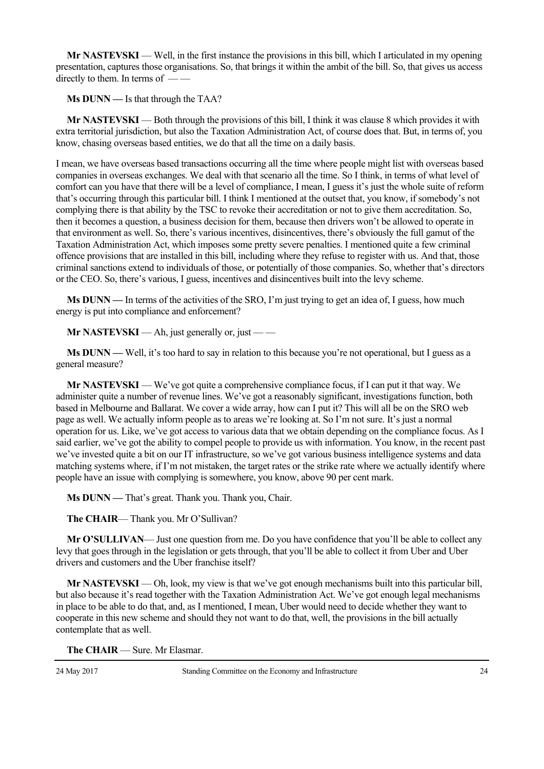**Mr NASTEVSKI** — Well, in the first instance the provisions in this bill, which I articulated in my opening presentation, captures those organisations. So, that brings it within the ambit of the bill. So, that gives us access directly to them. In terms of — —

**Ms DUNN —** Is that through the TAA?

**Mr NASTEVSKI** — Both through the provisions of this bill, I think it was clause 8 which provides it with extra territorial jurisdiction, but also the Taxation Administration Act, of course does that. But, in terms of, you know, chasing overseas based entities, we do that all the time on a daily basis.

I mean, we have overseas based transactions occurring all the time where people might list with overseas based companies in overseas exchanges. We deal with that scenario all the time. So I think, in terms of what level of comfort can you have that there will be a level of compliance, I mean, I guess it's just the whole suite of reform that's occurring through this particular bill. I think I mentioned at the outset that, you know, if somebody's not complying there is that ability by the TSC to revoke their accreditation or not to give them accreditation. So, then it becomes a question, a business decision for them, because then drivers won't be allowed to operate in that environment as well. So, there's various incentives, disincentives, there's obviously the full gamut of the Taxation Administration Act, which imposes some pretty severe penalties. I mentioned quite a few criminal offence provisions that are installed in this bill, including where they refuse to register with us. And that, those criminal sanctions extend to individuals of those, or potentially of those companies. So, whether that's directors or the CEO. So, there's various, I guess, incentives and disincentives built into the levy scheme.

**Ms DUNN —** In terms of the activities of the SRO, I'm just trying to get an idea of, I guess, how much energy is put into compliance and enforcement?

**Mr NASTEVSKI** — Ah, just generally or, just — —

**Ms DUNN —** Well, it's too hard to say in relation to this because you're not operational, but I guess as a general measure?

**Mr NASTEVSKI** — We've got quite a comprehensive compliance focus, if I can put it that way. We administer quite a number of revenue lines. We've got a reasonably significant, investigations function, both based in Melbourne and Ballarat. We cover a wide array, how can I put it? This will all be on the SRO web page as well. We actually inform people as to areas we're looking at. So I'm not sure. It's just a normal operation for us. Like, we've got access to various data that we obtain depending on the compliance focus. As I said earlier, we've got the ability to compel people to provide us with information. You know, in the recent past we've invested quite a bit on our IT infrastructure, so we've got various business intelligence systems and data matching systems where, if I'm not mistaken, the target rates or the strike rate where we actually identify where people have an issue with complying is somewhere, you know, above 90 per cent mark.

**Ms DUNN —** That's great. Thank you. Thank you, Chair.

**The CHAIR**— Thank you. Mr O'Sullivan?

**Mr O'SULLIVAN**— Just one question from me. Do you have confidence that you'll be able to collect any levy that goes through in the legislation or gets through, that you'll be able to collect it from Uber and Uber drivers and customers and the Uber franchise itself?

**Mr NASTEVSKI** — Oh, look, my view is that we've got enough mechanisms built into this particular bill, but also because it's read together with the Taxation Administration Act. We've got enough legal mechanisms in place to be able to do that, and, as I mentioned, I mean, Uber would need to decide whether they want to cooperate in this new scheme and should they not want to do that, well, the provisions in the bill actually contemplate that as well.

**The CHAIR** — Sure. Mr Elasmar.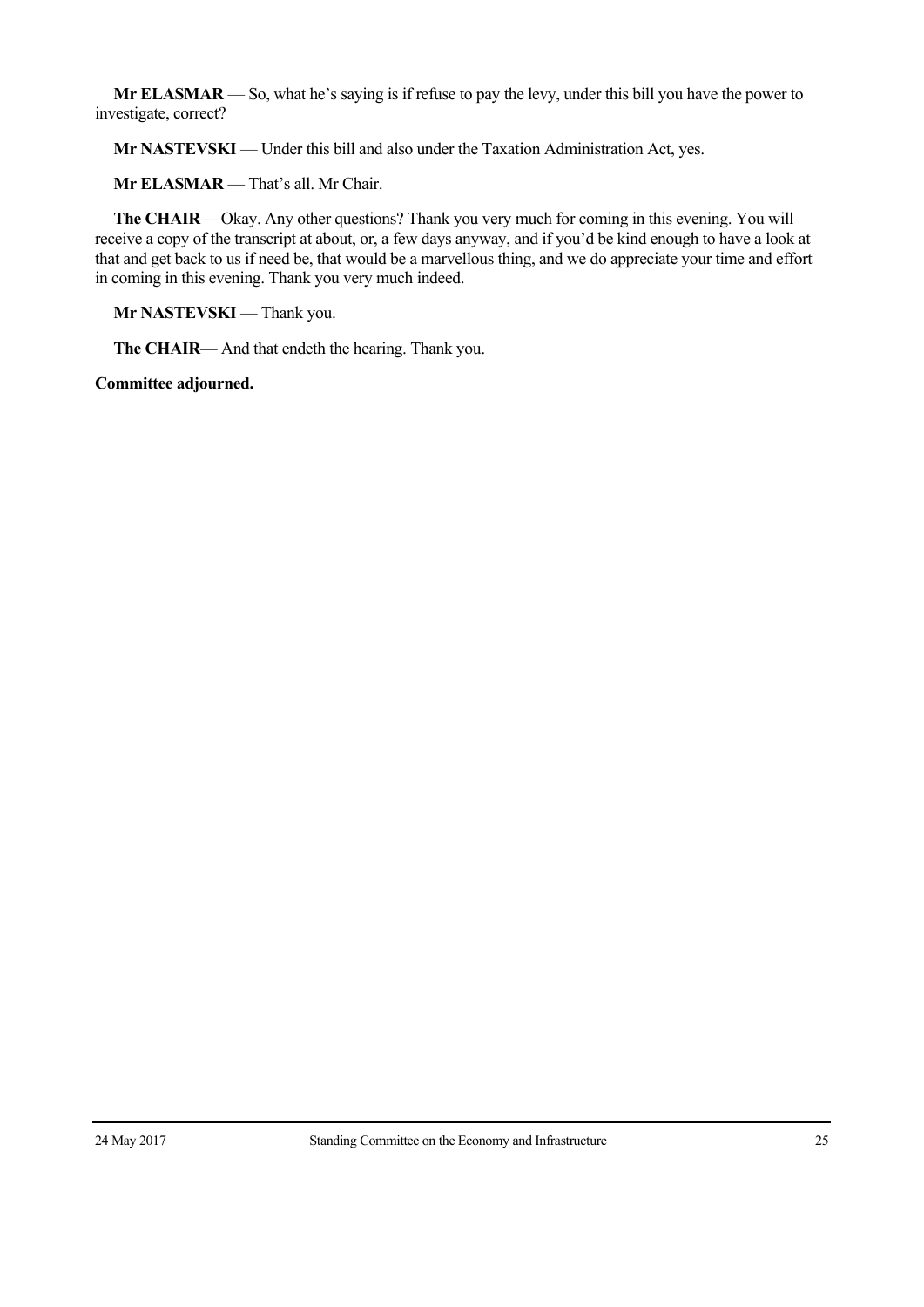**Mr ELASMAR** — So, what he's saying is if refuse to pay the levy, under this bill you have the power to investigate, correct?

**Mr NASTEVSKI** — Under this bill and also under the Taxation Administration Act, yes.

**Mr ELASMAR** — That's all. Mr Chair.

**The CHAIR**— Okay. Any other questions? Thank you very much for coming in this evening. You will receive a copy of the transcript at about, or, a few days anyway, and if you'd be kind enough to have a look at that and get back to us if need be, that would be a marvellous thing, and we do appreciate your time and effort in coming in this evening. Thank you very much indeed.

**Mr NASTEVSKI** — Thank you.

**The CHAIR**— And that endeth the hearing. Thank you.

**Committee adjourned.**